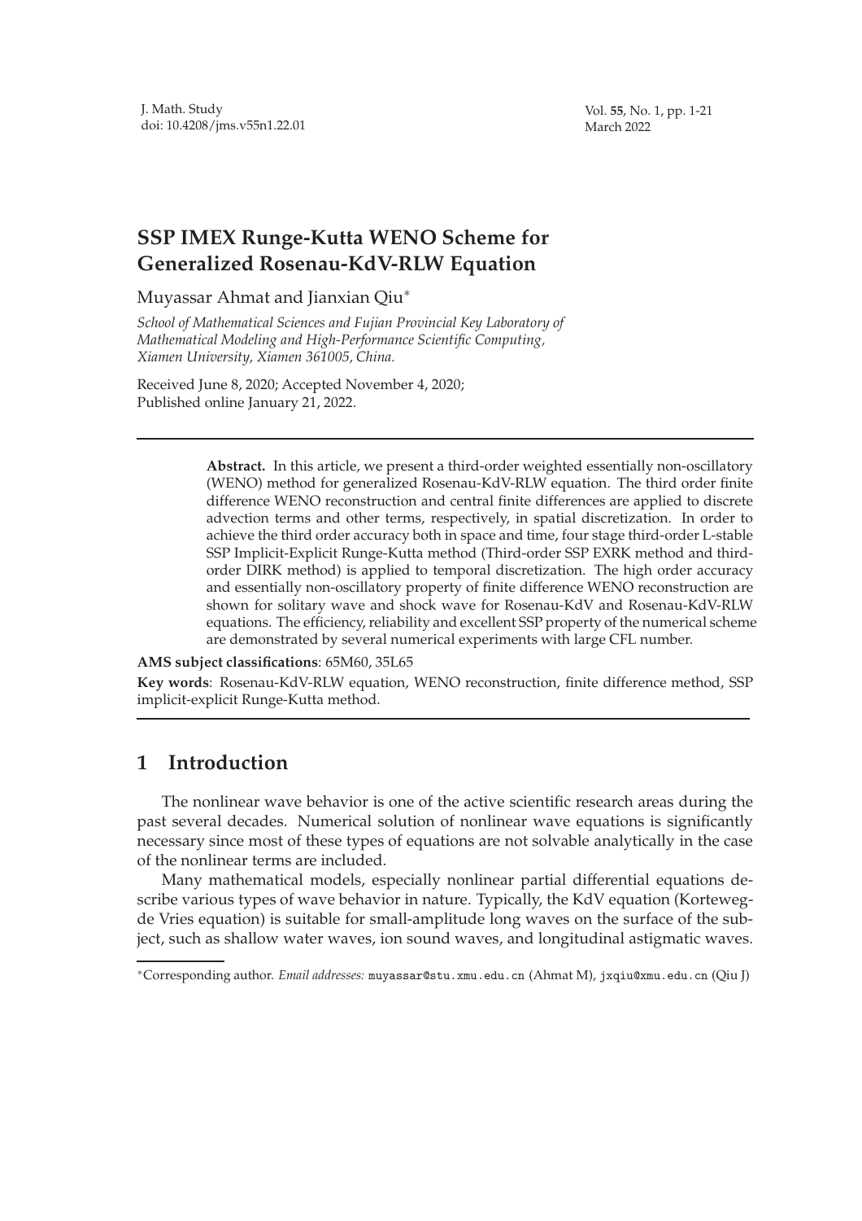# SSP IMEX Runge-Kutta WENO Scheme for Generalized Rosenau-KdV-RLW Equation

Muyassar Ahmat and Jianxian Qiu*

*School of Mathematical Sciences and Fujian Provincial Key Laboratory of Mathematical Modeling and High-Performance Scientific Computing, Xiamen University, Xiamen 361005, China.*

Received June 8, 2020; Accepted November 4, 2020;
Published online January 21, 2022.

---

**Abstract.** In this article, we present a third-order weighted essentially non-oscillatory (WENO) method for generalized Rosenau-KdV-RLW equation. The third order finite difference WENO reconstruction and central finite differences are applied to discrete advection terms and other terms, respectively, in spatial discretization. In order to achieve the third order accuracy both in space and time, four stage third-order L-stable SSP Implicit-Explicit Runge-Kutta method (Third-order SSP EXRK method and third-order DIRK method) is applied to temporal discretization. The high order accuracy and essentially non-oscillatory property of finite difference WENO reconstruction are shown for solitary wave and shock wave for Rosenau-KdV and Rosenau-KdV-RLW equations. The efficiency, reliability and excellent SSP property of the numerical scheme are demonstrated by several numerical experiments with large CFL number.

**AMS subject classifications**: 65M60, 35L65

**Key words**: Rosenau-KdV-RLW equation, WENO reconstruction, finite difference method, SSP implicit-explicit Runge-Kutta method.

---

## 1 Introduction

The nonlinear wave behavior is one of the active scientific research areas during the past several decades. Numerical solution of nonlinear wave equations is significantly necessary since most of these types of equations are not solvable analytically in the case of the nonlinear terms are included.

Many mathematical models, especially nonlinear partial differential equations describe various types of wave behavior in nature. Typically, the KdV equation (Korteweg-de Vries equation) is suitable for small-amplitude long waves on the surface of the subject, such as shallow water waves, ion sound waves, and longitudinal astigmatic waves.

---

*Corresponding author. *Email addresses:* muyassar@stu.xmu.edu.cn (Ahmat M), jxqiu@xmu.edu.cn (Qiu J)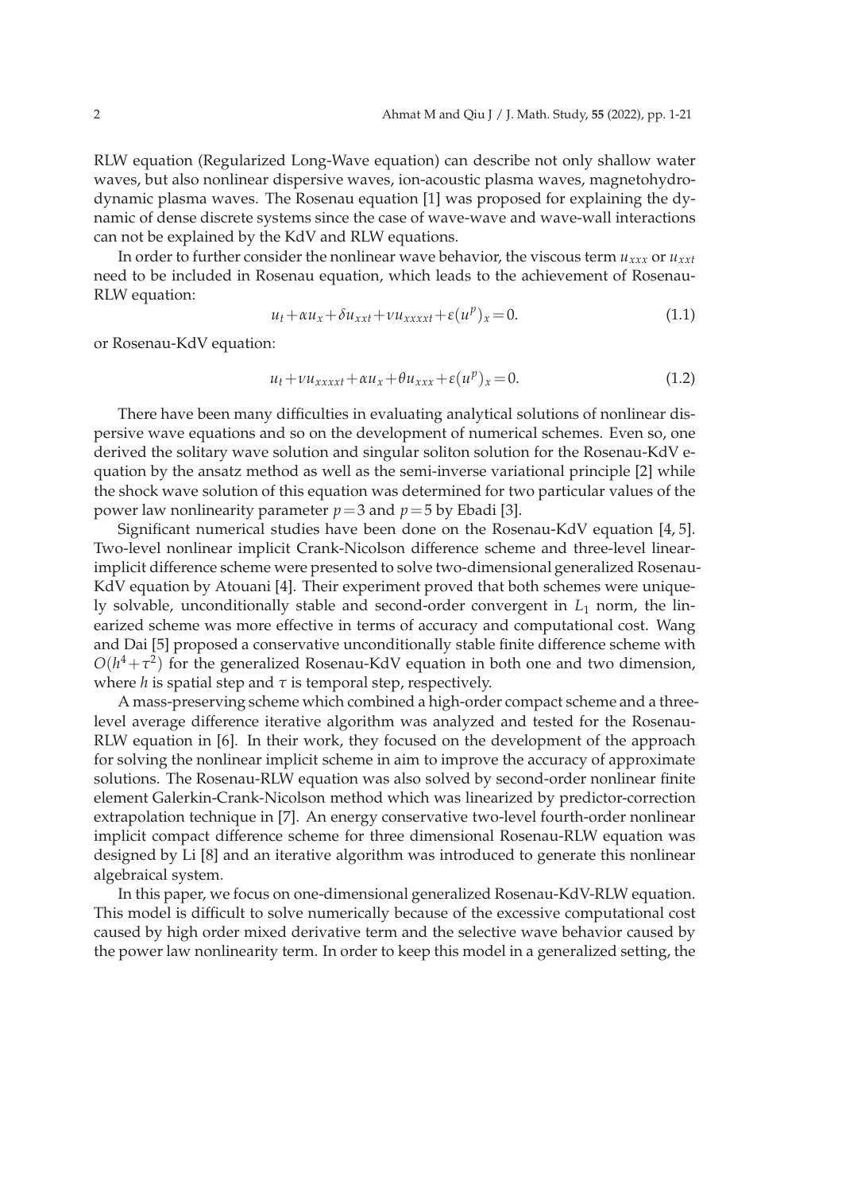RLW equation (Regularized Long-Wave equation) can describe not only shallow water waves, but also nonlinear dispersive waves, ion-acoustic plasma waves, magnetohydrodynamic plasma waves. The Rosenau equation [1] was proposed for explaining the dynamic of dense discrete systems since the case of wave-wave and wave-wall interactions can not be explained by the KdV and RLW equations.

In order to further consider the nonlinear wave behavior, the viscous term $u_{xxx}$ or $u_{xxt}$ need to be included in Rosenau equation, which leads to the achievement of Rosenau-RLW equation:

$$u_t+\alpha u_x+\delta u_{xxt}+\nu u_{xxxxt}+\varepsilon(u^p)_x=0. \tag{1.1}$$

or Rosenau-KdV equation:

$$u_t+\nu u_{xxxxt}+\alpha u_x+\theta u_{xxx}+\varepsilon(u^p)_x=0. \tag{1.2}$$

There have been many difficulties in evaluating analytical solutions of nonlinear dispersive wave equations and so on the development of numerical schemes. Even so, one derived the solitary wave solution and singular soliton solution for the Rosenau-KdV equation by the ansatz method as well as the semi-inverse variational principle [2] while the shock wave solution of this equation was determined for two particular values of the power law nonlinearity parameter $p=3$ and $p=5$ by Ebadi [3].

Significant numerical studies have been done on the Rosenau-KdV equation [4, 5]. Two-level nonlinear implicit Crank-Nicolson difference scheme and three-level linear-implicit difference scheme were presented to solve two-dimensional generalized Rosenau-KdV equation by Atouani [4]. Their experiment proved that both schemes were uniquely solvable, unconditionally stable and second-order convergent in $L_1$ norm, the linearized scheme was more effective in terms of accuracy and computational cost. Wang and Dai [5] proposed a conservative unconditionally stable finite difference scheme with $O(h^4+\tau^2)$ for the generalized Rosenau-KdV equation in both one and two dimension, where $h$ is spatial step and $\tau$ is temporal step, respectively.

A mass-preserving scheme which combined a high-order compact scheme and a three-level average difference iterative algorithm was analyzed and tested for the Rosenau-RLW equation in [6]. In their work, they focused on the development of the approach for solving the nonlinear implicit scheme in aim to improve the accuracy of approximate solutions. The Rosenau-RLW equation was also solved by second-order nonlinear finite element Galerkin-Crank-Nicolson method which was linearized by predictor-correction extrapolation technique in [7]. An energy conservative two-level fourth-order nonlinear implicit compact difference scheme for three dimensional Rosenau-RLW equation was designed by Li [8] and an iterative algorithm was introduced to generate this nonlinear algebraical system.

In this paper, we focus on one-dimensional generalized Rosenau-KdV-RLW equation. This model is difficult to solve numerically because of the excessive computational cost caused by high order mixed derivative term and the selective wave behavior caused by the power law nonlinearity term. In order to keep this model in a generalized setting, the